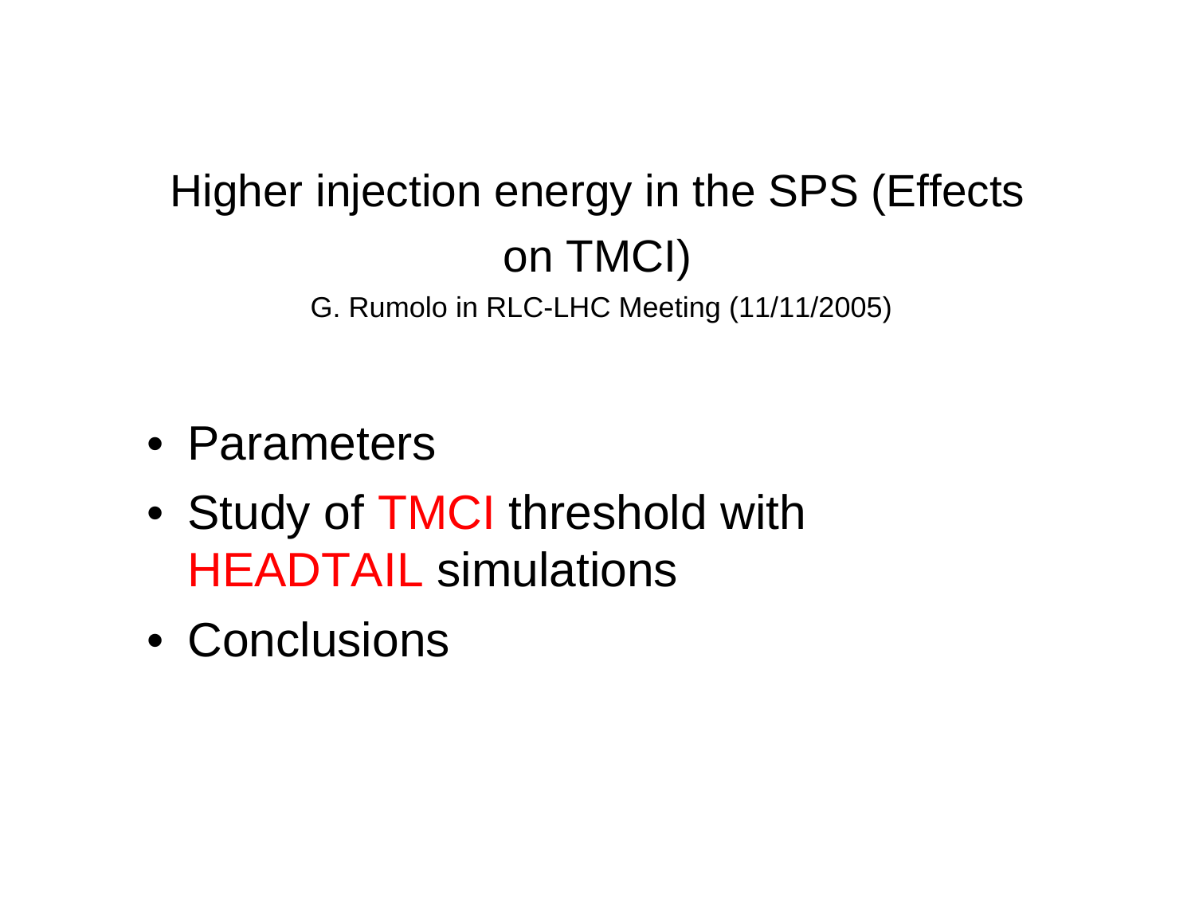# Higher injection energy in the SPS (Effects on TMCI)

G. Rumolo in RLC-LHC Meeting (11/11/2005)

- Parameters
- Study of TMCI threshold with HEADTAIL simulations
- Conclusions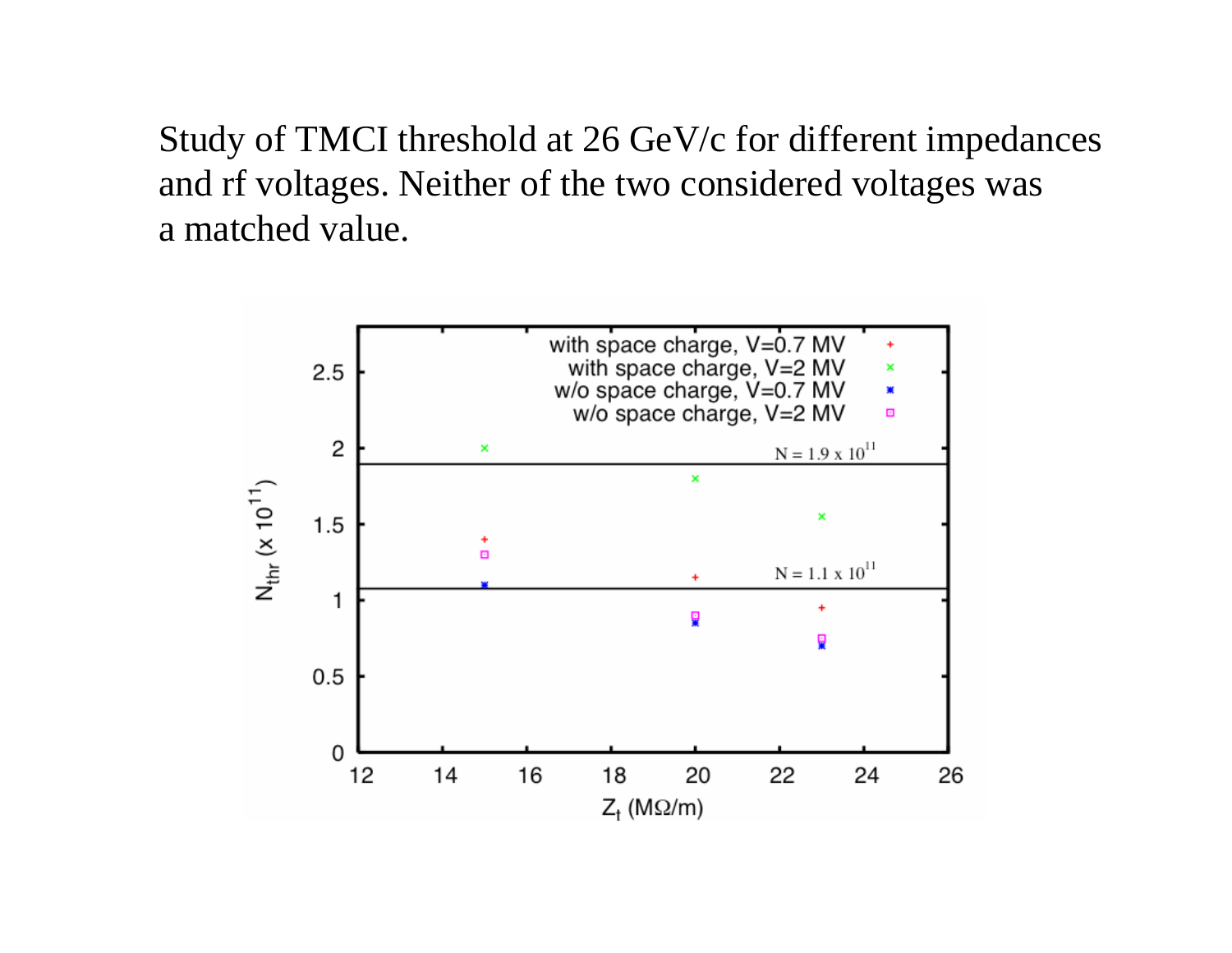Study of TMCI threshold at 26 GeV/c for different impedances and rf voltages. Neither of the two considered voltages was a matched value.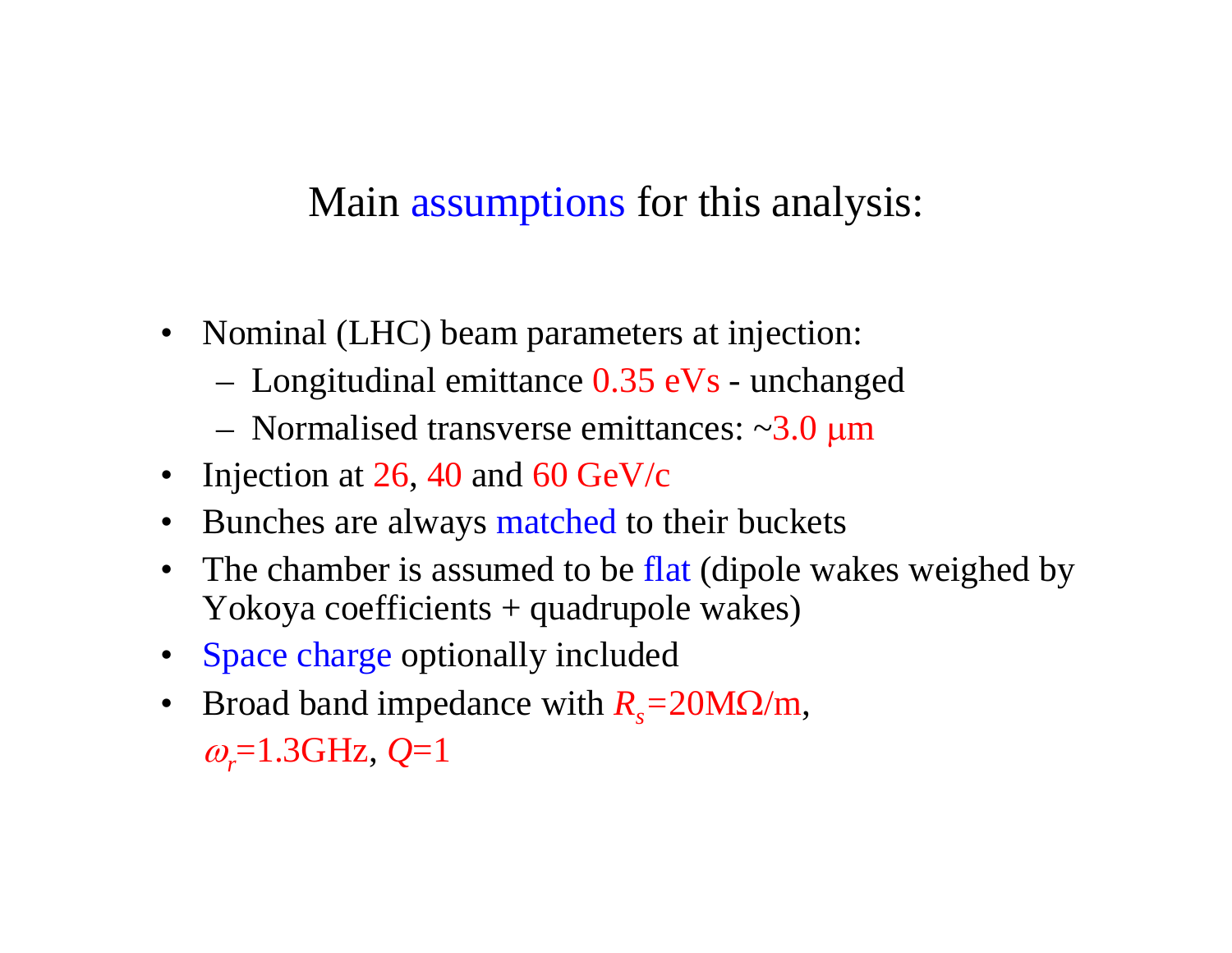# Main assumptions for this analysis:

- Nominal (LHC) beam parameters at injection:
  - Longitudinal emittance 0.35 eVs - unchanged
  - Normalised transverse emittances: ~3.0 μm
- Injection at 26, 40 and 60 GeV/c
- Bunches are always matched to their buckets
- The chamber is assumed to be flat (dipole wakes weighed by Yokoya coefficients + quadrupole wakes)
- Space charge optionally included
- Broad band impedance with $R_s$=20MΩ/m, $\omega_r$=1.3GHz, $Q$=1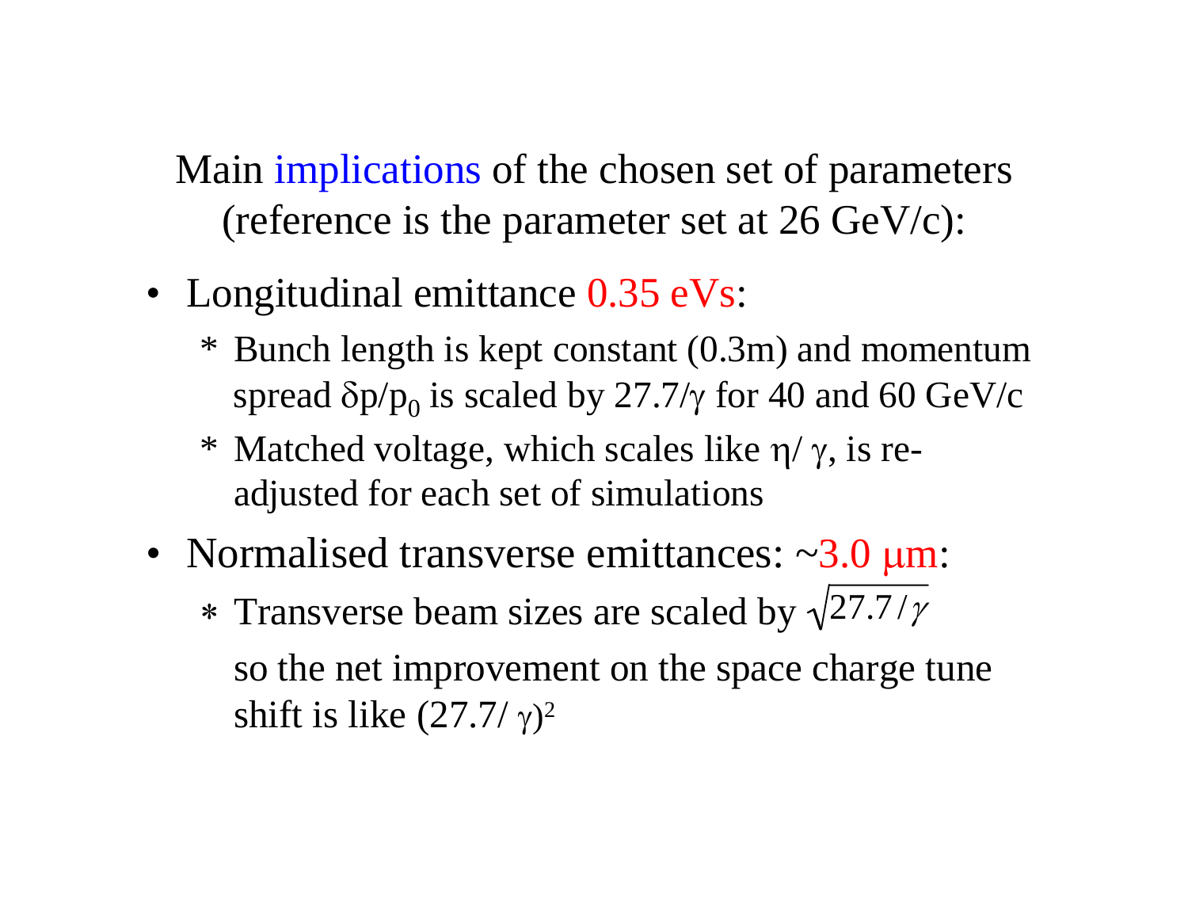Main implications of the chosen set of parameters (reference is the parameter set at 26 GeV/c):

- Longitudinal emittance 0.35 eVs:
  - Bunch length is kept constant (0.3m) and momentum spread $\delta p/p_0$ is scaled by $27.7/\gamma$ for 40 and 60 GeV/c
  - Matched voltage, which scales like $\eta/\gamma$, is re-adjusted for each set of simulations
- Normalised transverse emittances: ~3.0 μm:
  - Transverse beam sizes are scaled by $\sqrt{27.7/\gamma}$

    so the net improvement on the space charge tune shift is like $(27.7/\gamma)^2$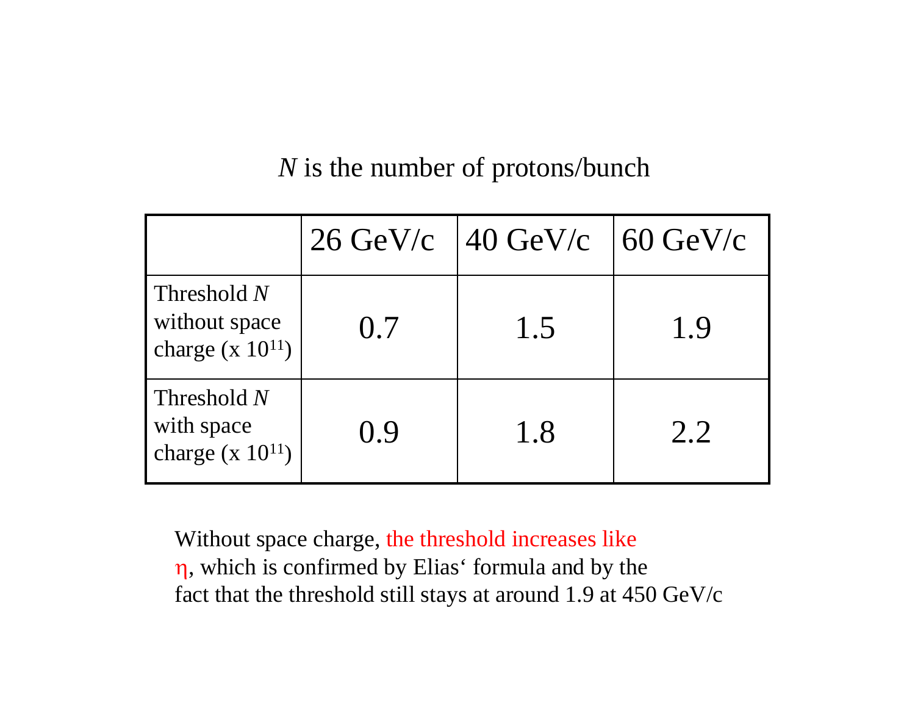*N* is the number of protons/bunch

| | 26 GeV/c | 40 GeV/c | 60 GeV/c |
|---|---|---|---|
| Threshold *N* without space charge (x $10^{11}$) | 0.7 | 1.5 | 1.9 |
| Threshold *N* with space charge (x $10^{11}$) | 0.9 | 1.8 | 2.2 |

Without space charge, the threshold increases like $\eta$, which is confirmed by Elias' formula and by the fact that the threshold still stays at around 1.9 at 450 GeV/c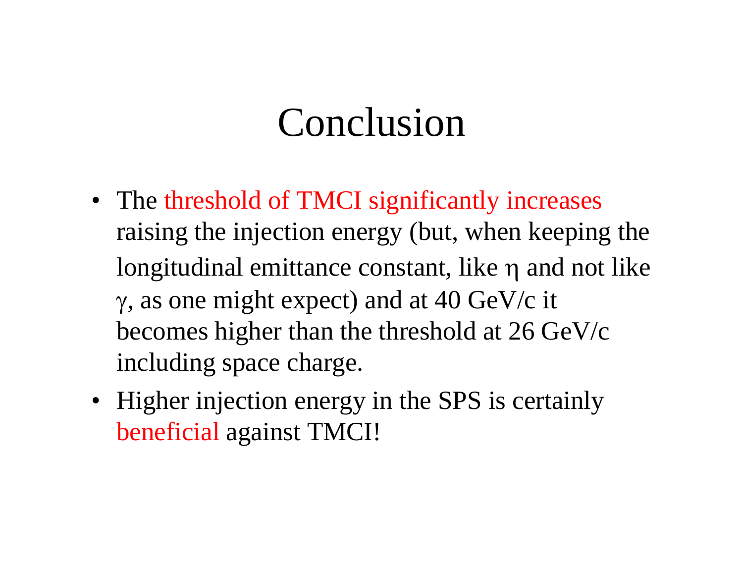# Conclusion

- The threshold of TMCI significantly increases raising the injection energy (but, when keeping the longitudinal emittance constant, like $\eta$ and not like $\gamma$, as one might expect) and at 40 GeV/c it becomes higher than the threshold at 26 GeV/c including space charge.
- Higher injection energy in the SPS is certainly beneficial against TMCI!